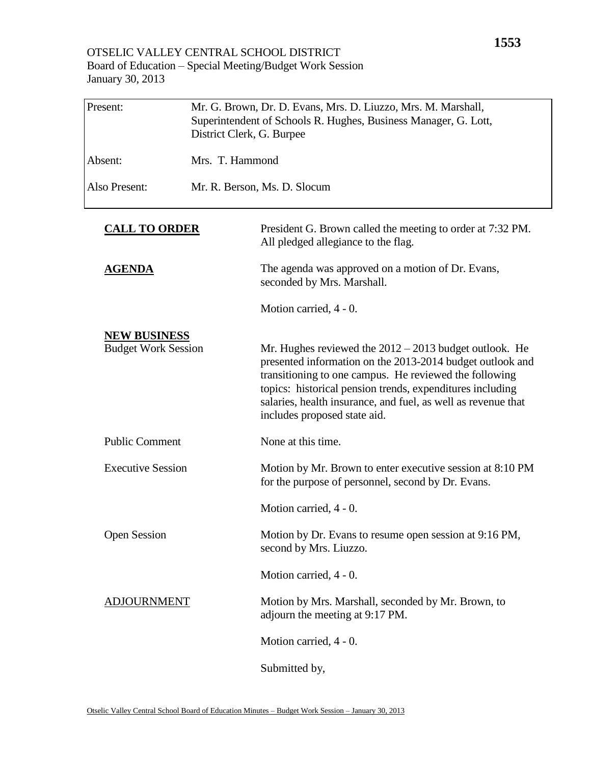OTSELIC VALLEY CENTRAL SCHOOL DISTRICT
Board of Education – Special Meeting/Budget Work Session
January 30, 2013

| | |
|---|---|
| Present: | Mr. G. Brown, Dr. D. Evans, Mrs. D. Liuzzo, Mrs. M. Marshall, Superintendent of Schools R. Hughes, Business Manager, G. Lott, District Clerk, G. Burpee |
| Absent: | Mrs. T. Hammond |
| Also Present: | Mr. R. Berson, Ms. D. Slocum |

**CALL TO ORDER**

President G. Brown called the meeting to order at 7:32 PM. All pledged allegiance to the flag.

**AGENDA**

The agenda was approved on a motion of Dr. Evans, seconded by Mrs. Marshall.

Motion carried, 4 - 0.

**NEW BUSINESS**

Budget Work Session

Mr. Hughes reviewed the 2012 – 2013 budget outlook. He presented information on the 2013-2014 budget outlook and transitioning to one campus. He reviewed the following topics: historical pension trends, expenditures including salaries, health insurance, and fuel, as well as revenue that includes proposed state aid.

Public Comment

None at this time.

Executive Session

Motion by Mr. Brown to enter executive session at 8:10 PM for the purpose of personnel, second by Dr. Evans.

Motion carried, 4 - 0.

Open Session

Motion by Dr. Evans to resume open session at 9:16 PM, second by Mrs. Liuzzo.

Motion carried, 4 - 0.

ADJOURNMENT

Motion by Mrs. Marshall, seconded by Mr. Brown, to adjourn the meeting at 9:17 PM.

Motion carried, 4 - 0.

Submitted by,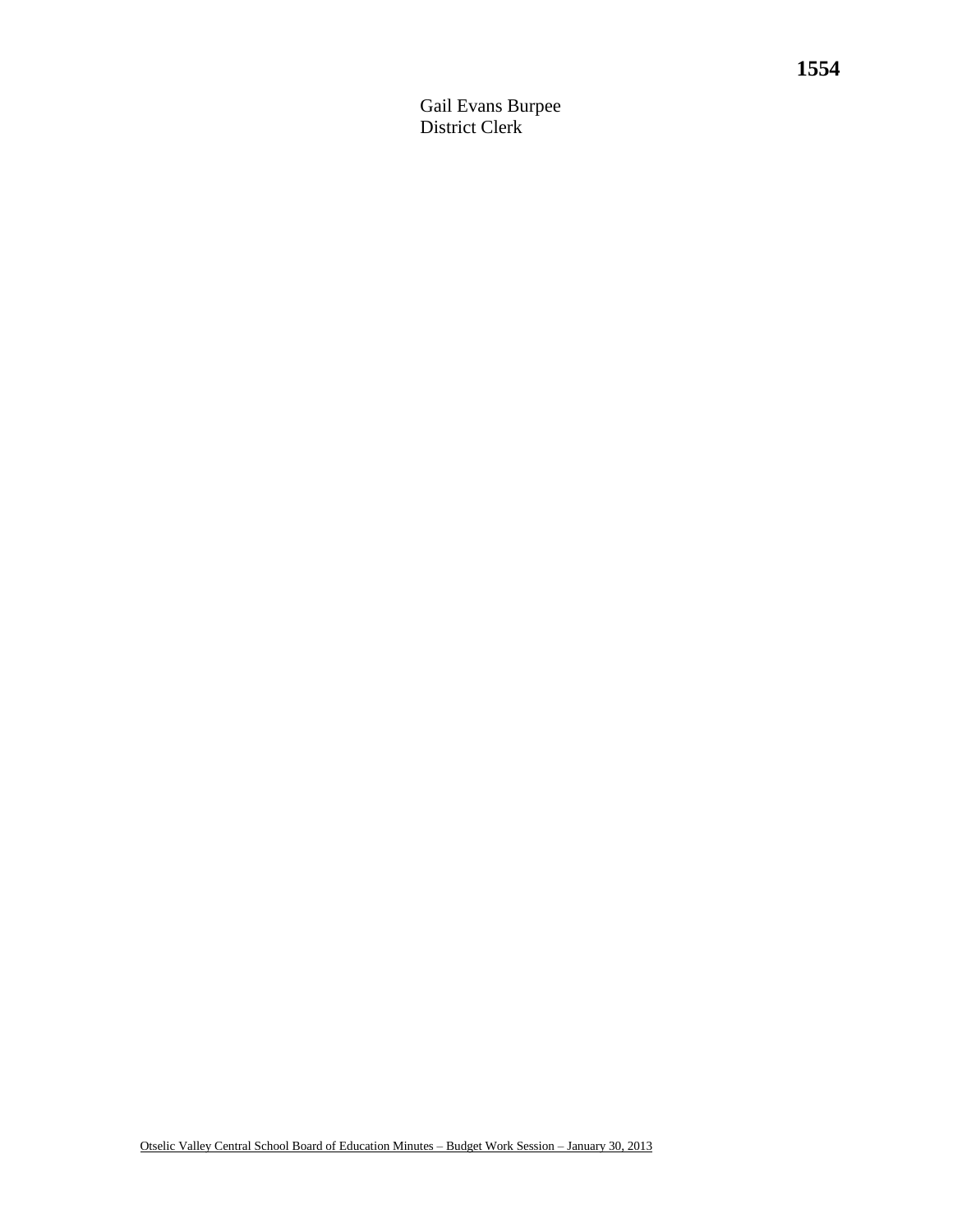Gail Evans Burpee
District Clerk